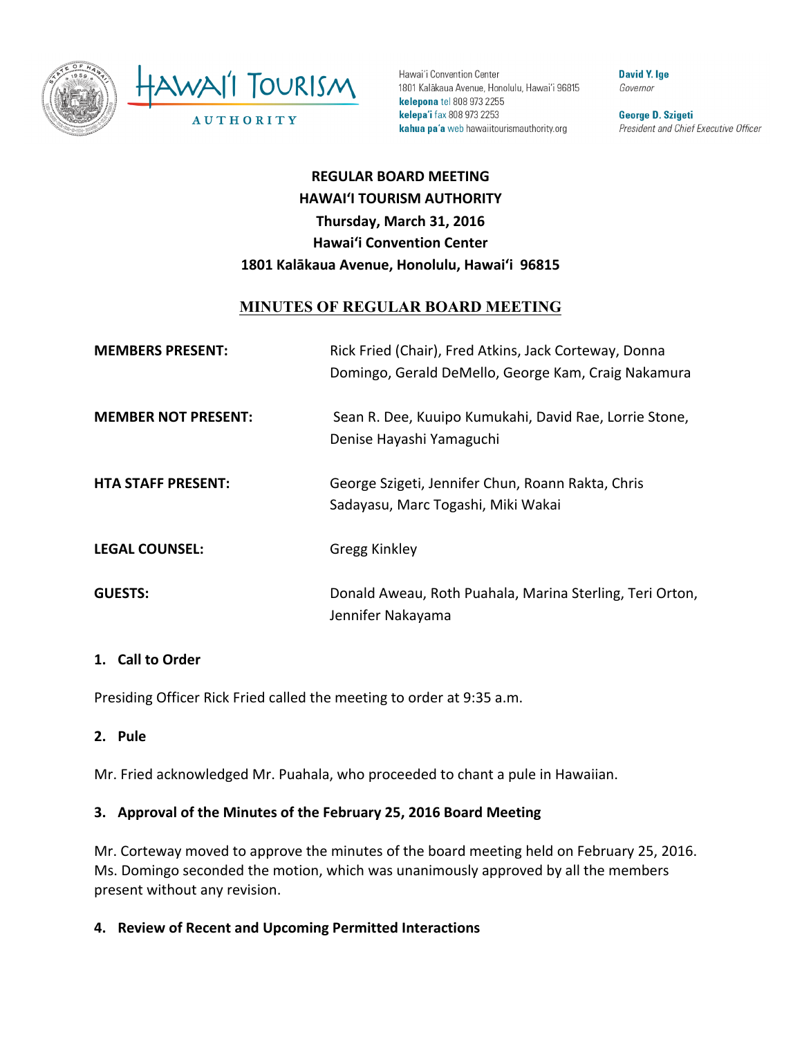Hawai'i Convention Center
1801 Kalākaua Avenue, Honolulu, Hawai'i 96815
**kelepona** tel 808 973 2255
**kelepa'i** fax 808 973 2253
**kahua pa'a** web hawaiitourismauthority.org

**David Y. Ige**
*Governor*

**George D. Szigeti**
*President and Chief Executive Officer*

**REGULAR BOARD MEETING**
**HAWAI'I TOURISM AUTHORITY**
**Thursday, March 31, 2016**
**Hawai'i Convention Center**
**1801 Kalākaua Avenue, Honolulu, Hawai'i 96815**

# MINUTES OF REGULAR BOARD MEETING

| | |
|---|---|
| **MEMBERS PRESENT:** | Rick Fried (Chair), Fred Atkins, Jack Corteway, Donna Domingo, Gerald DeMello, George Kam, Craig Nakamura |
| **MEMBER NOT PRESENT:** | Sean R. Dee, Kuuipo Kumukahi, David Rae, Lorrie Stone, Denise Hayashi Yamaguchi |
| **HTA STAFF PRESENT:** | George Szigeti, Jennifer Chun, Roann Rakta, Chris Sadayasu, Marc Togashi, Miki Wakai |
| **LEGAL COUNSEL:** | Gregg Kinkley |
| **GUESTS:** | Donald Aweau, Roth Puahala, Marina Sterling, Teri Orton, Jennifer Nakayama |

## 1. Call to Order

Presiding Officer Rick Fried called the meeting to order at 9:35 a.m.

## 2. Pule

Mr. Fried acknowledged Mr. Puahala, who proceeded to chant a pule in Hawaiian.

## 3. Approval of the Minutes of the February 25, 2016 Board Meeting

Mr. Corteway moved to approve the minutes of the board meeting held on February 25, 2016. Ms. Domingo seconded the motion, which was unanimously approved by all the members present without any revision.

## 4. Review of Recent and Upcoming Permitted Interactions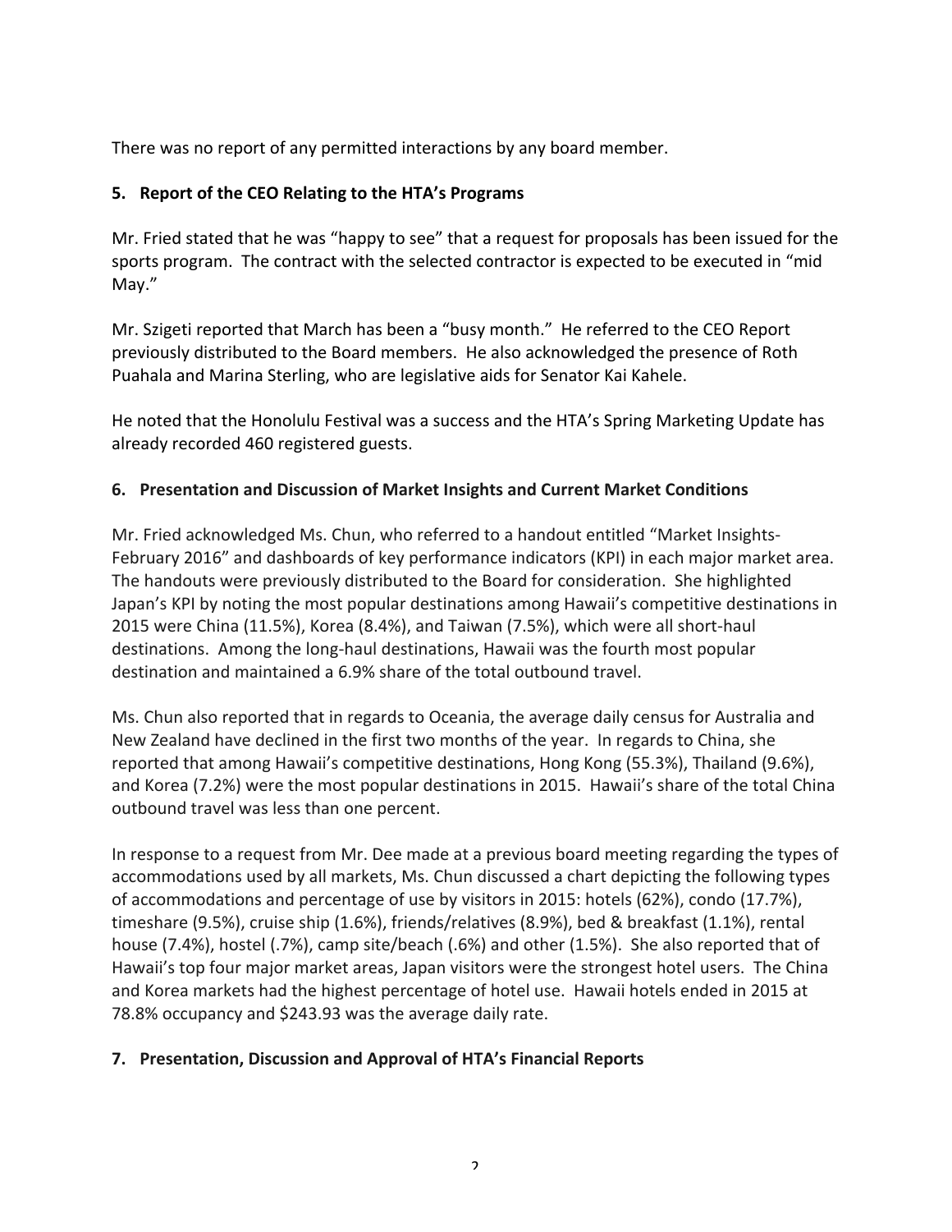There was no report of any permitted interactions by any board member.

**5. Report of the CEO Relating to the HTA's Programs**

Mr. Fried stated that he was "happy to see" that a request for proposals has been issued for the sports program. The contract with the selected contractor is expected to be executed in "mid May."

Mr. Szigeti reported that March has been a "busy month." He referred to the CEO Report previously distributed to the Board members. He also acknowledged the presence of Roth Puahala and Marina Sterling, who are legislative aids for Senator Kai Kahele.

He noted that the Honolulu Festival was a success and the HTA's Spring Marketing Update has already recorded 460 registered guests.

**6. Presentation and Discussion of Market Insights and Current Market Conditions**

Mr. Fried acknowledged Ms. Chun, who referred to a handout entitled "Market Insights-February 2016" and dashboards of key performance indicators (KPI) in each major market area. The handouts were previously distributed to the Board for consideration. She highlighted Japan's KPI by noting the most popular destinations among Hawaii's competitive destinations in 2015 were China (11.5%), Korea (8.4%), and Taiwan (7.5%), which were all short-haul destinations. Among the long-haul destinations, Hawaii was the fourth most popular destination and maintained a 6.9% share of the total outbound travel.

Ms. Chun also reported that in regards to Oceania, the average daily census for Australia and New Zealand have declined in the first two months of the year. In regards to China, she reported that among Hawaii's competitive destinations, Hong Kong (55.3%), Thailand (9.6%), and Korea (7.2%) were the most popular destinations in 2015. Hawaii's share of the total China outbound travel was less than one percent.

In response to a request from Mr. Dee made at a previous board meeting regarding the types of accommodations used by all markets, Ms. Chun discussed a chart depicting the following types of accommodations and percentage of use by visitors in 2015: hotels (62%), condo (17.7%), timeshare (9.5%), cruise ship (1.6%), friends/relatives (8.9%), bed & breakfast (1.1%), rental house (7.4%), hostel (.7%), camp site/beach (.6%) and other (1.5%). She also reported that of Hawaii's top four major market areas, Japan visitors were the strongest hotel users. The China and Korea markets had the highest percentage of hotel use. Hawaii hotels ended in 2015 at 78.8% occupancy and $243.93 was the average daily rate.

**7. Presentation, Discussion and Approval of HTA's Financial Reports**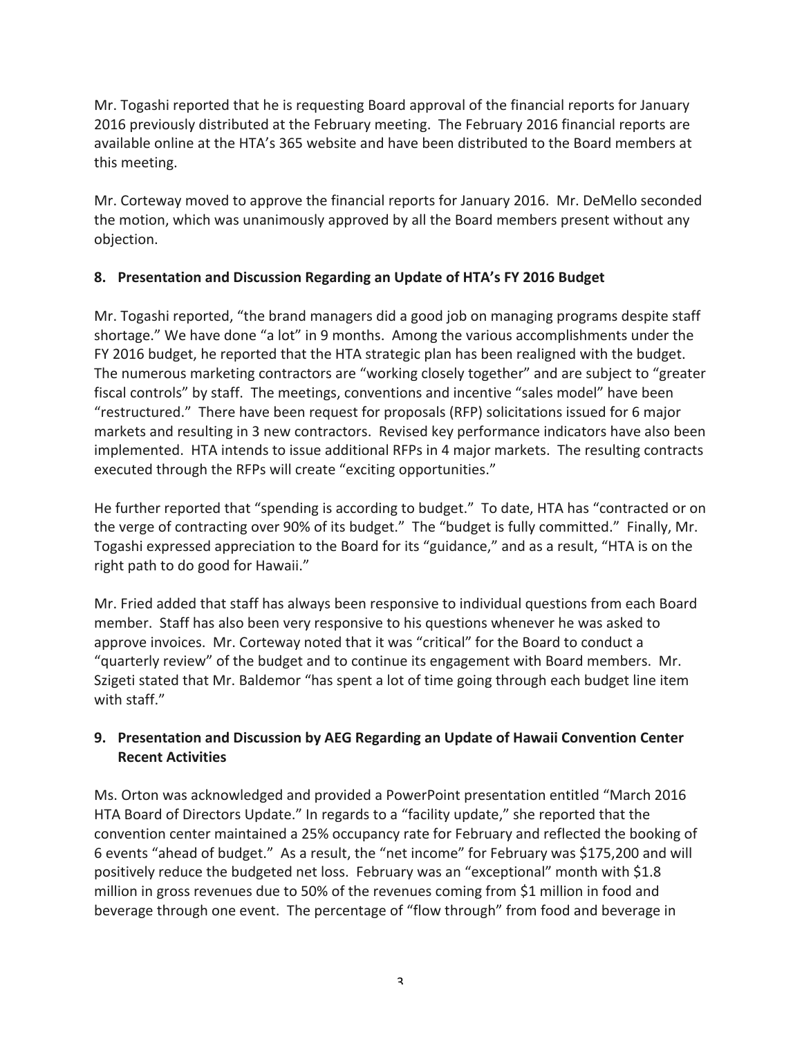Mr. Togashi reported that he is requesting Board approval of the financial reports for January 2016 previously distributed at the February meeting. The February 2016 financial reports are available online at the HTA's 365 website and have been distributed to the Board members at this meeting.

Mr. Corteway moved to approve the financial reports for January 2016. Mr. DeMello seconded the motion, which was unanimously approved by all the Board members present without any objection.

### 8. Presentation and Discussion Regarding an Update of HTA's FY 2016 Budget

Mr. Togashi reported, "the brand managers did a good job on managing programs despite staff shortage." We have done "a lot" in 9 months. Among the various accomplishments under the FY 2016 budget, he reported that the HTA strategic plan has been realigned with the budget. The numerous marketing contractors are "working closely together" and are subject to "greater fiscal controls" by staff. The meetings, conventions and incentive "sales model" have been "restructured." There have been request for proposals (RFP) solicitations issued for 6 major markets and resulting in 3 new contractors. Revised key performance indicators have also been implemented. HTA intends to issue additional RFPs in 4 major markets. The resulting contracts executed through the RFPs will create "exciting opportunities."

He further reported that "spending is according to budget." To date, HTA has "contracted or on the verge of contracting over 90% of its budget." The "budget is fully committed." Finally, Mr. Togashi expressed appreciation to the Board for its "guidance," and as a result, "HTA is on the right path to do good for Hawaii."

Mr. Fried added that staff has always been responsive to individual questions from each Board member. Staff has also been very responsive to his questions whenever he was asked to approve invoices. Mr. Corteway noted that it was "critical" for the Board to conduct a "quarterly review" of the budget and to continue its engagement with Board members. Mr. Szigeti stated that Mr. Baldemor "has spent a lot of time going through each budget line item with staff."

### 9. Presentation and Discussion by AEG Regarding an Update of Hawaii Convention Center Recent Activities

Ms. Orton was acknowledged and provided a PowerPoint presentation entitled "March 2016 HTA Board of Directors Update." In regards to a "facility update," she reported that the convention center maintained a 25% occupancy rate for February and reflected the booking of 6 events "ahead of budget." As a result, the "net income" for February was $175,200 and will positively reduce the budgeted net loss. February was an "exceptional" month with $1.8 million in gross revenues due to 50% of the revenues coming from $1 million in food and beverage through one event. The percentage of "flow through" from food and beverage in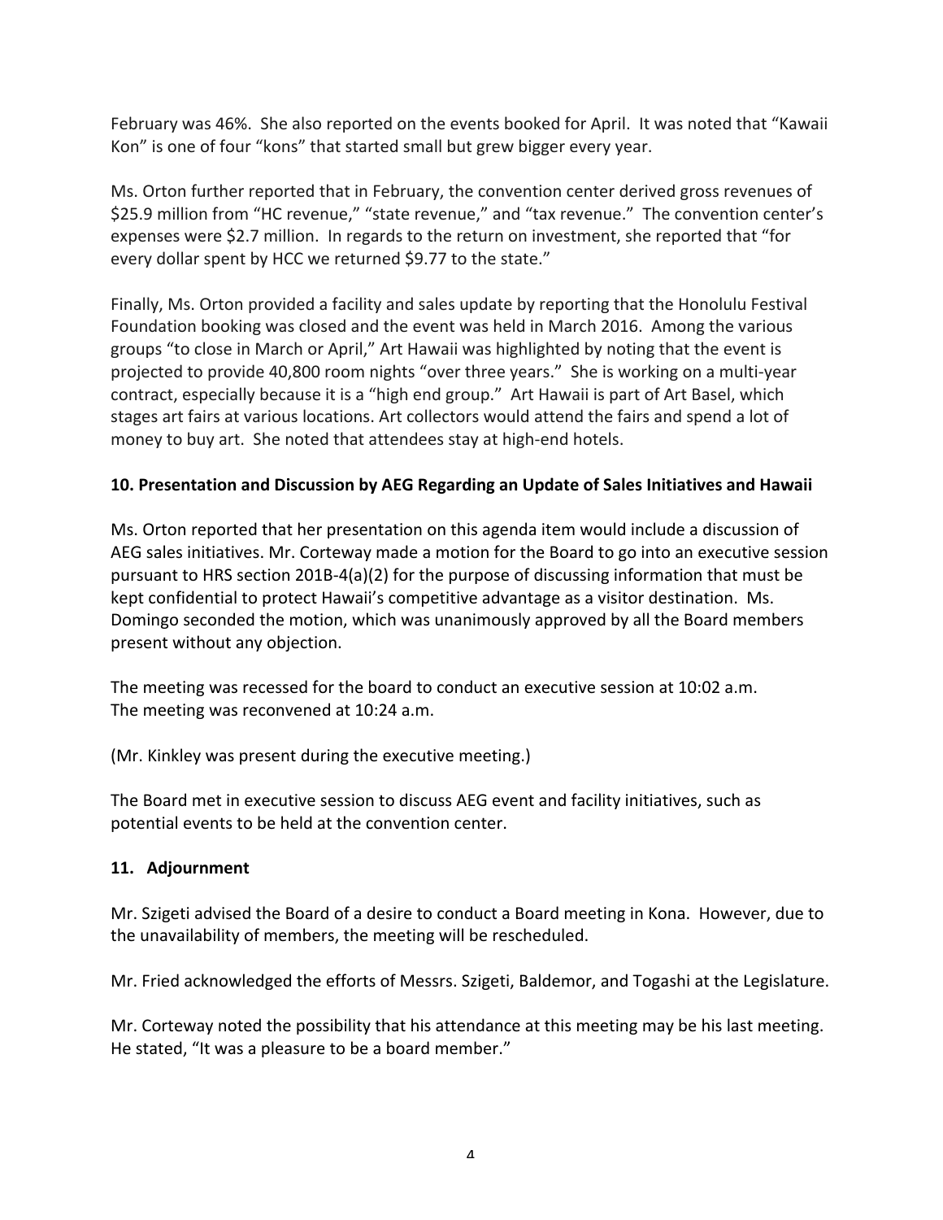February was 46%. She also reported on the events booked for April. It was noted that "Kawaii Kon" is one of four "kons" that started small but grew bigger every year.

Ms. Orton further reported that in February, the convention center derived gross revenues of $25.9 million from "HC revenue," "state revenue," and "tax revenue." The convention center's expenses were $2.7 million. In regards to the return on investment, she reported that "for every dollar spent by HCC we returned $9.77 to the state."

Finally, Ms. Orton provided a facility and sales update by reporting that the Honolulu Festival Foundation booking was closed and the event was held in March 2016. Among the various groups "to close in March or April," Art Hawaii was highlighted by noting that the event is projected to provide 40,800 room nights "over three years." She is working on a multi-year contract, especially because it is a "high end group." Art Hawaii is part of Art Basel, which stages art fairs at various locations. Art collectors would attend the fairs and spend a lot of money to buy art. She noted that attendees stay at high-end hotels.

**10. Presentation and Discussion by AEG Regarding an Update of Sales Initiatives and Hawaii**

Ms. Orton reported that her presentation on this agenda item would include a discussion of AEG sales initiatives. Mr. Corteway made a motion for the Board to go into an executive session pursuant to HRS section 201B-4(a)(2) for the purpose of discussing information that must be kept confidential to protect Hawaii's competitive advantage as a visitor destination. Ms. Domingo seconded the motion, which was unanimously approved by all the Board members present without any objection.

The meeting was recessed for the board to conduct an executive session at 10:02 a.m.
The meeting was reconvened at 10:24 a.m.

(Mr. Kinkley was present during the executive meeting.)

The Board met in executive session to discuss AEG event and facility initiatives, such as potential events to be held at the convention center.

**11. Adjournment**

Mr. Szigeti advised the Board of a desire to conduct a Board meeting in Kona. However, due to the unavailability of members, the meeting will be rescheduled.

Mr. Fried acknowledged the efforts of Messrs. Szigeti, Baldemor, and Togashi at the Legislature.

Mr. Corteway noted the possibility that his attendance at this meeting may be his last meeting. He stated, "It was a pleasure to be a board member."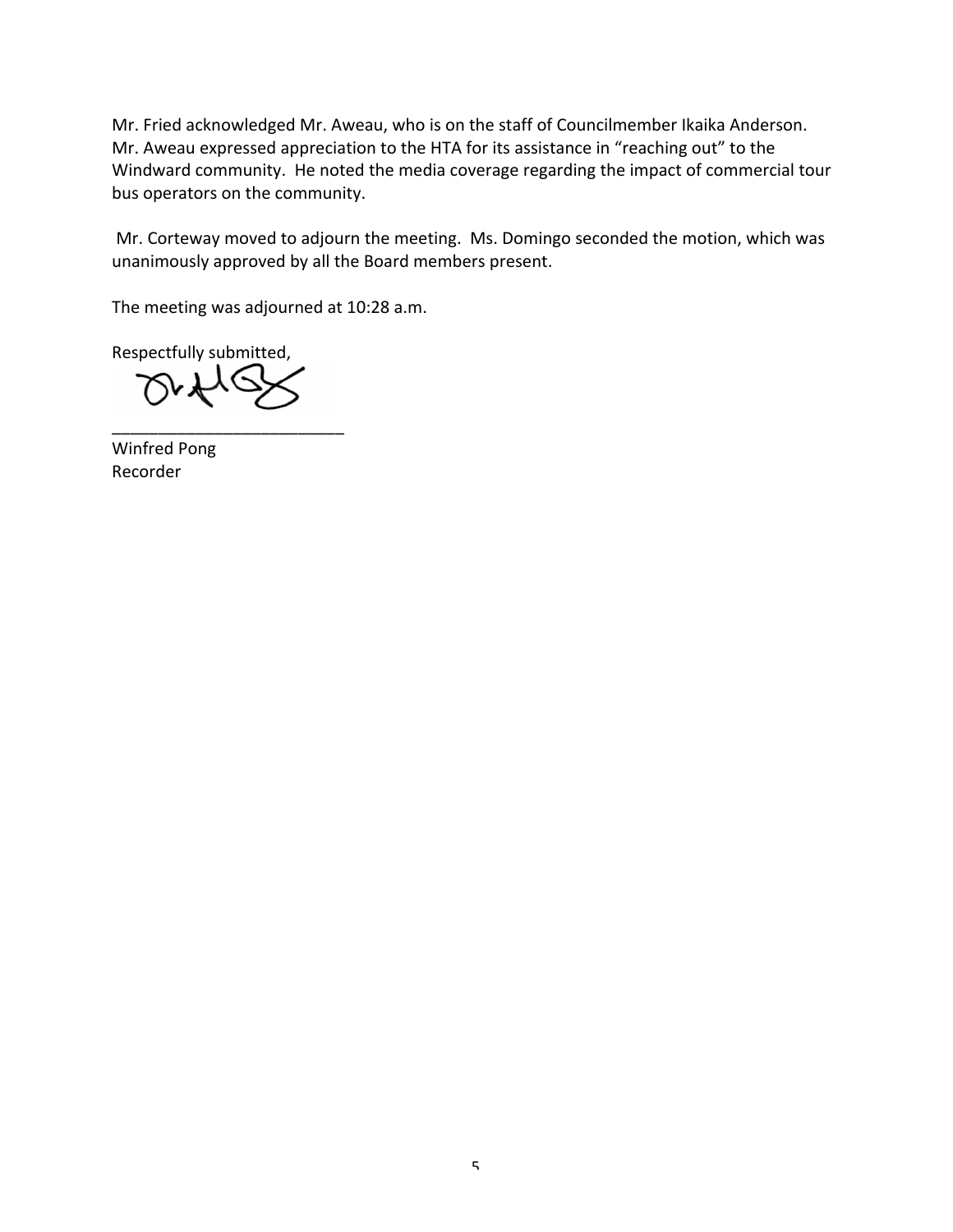Mr. Fried acknowledged Mr. Aweau, who is on the staff of Councilmember Ikaika Anderson. Mr. Aweau expressed appreciation to the HTA for its assistance in "reaching out" to the Windward community. He noted the media coverage regarding the impact of commercial tour bus operators on the community.

Mr. Corteway moved to adjourn the meeting. Ms. Domingo seconded the motion, which was unanimously approved by all the Board members present.

The meeting was adjourned at 10:28 a.m.

Respectfully submitted,

_________________________

Winfred Pong
Recorder